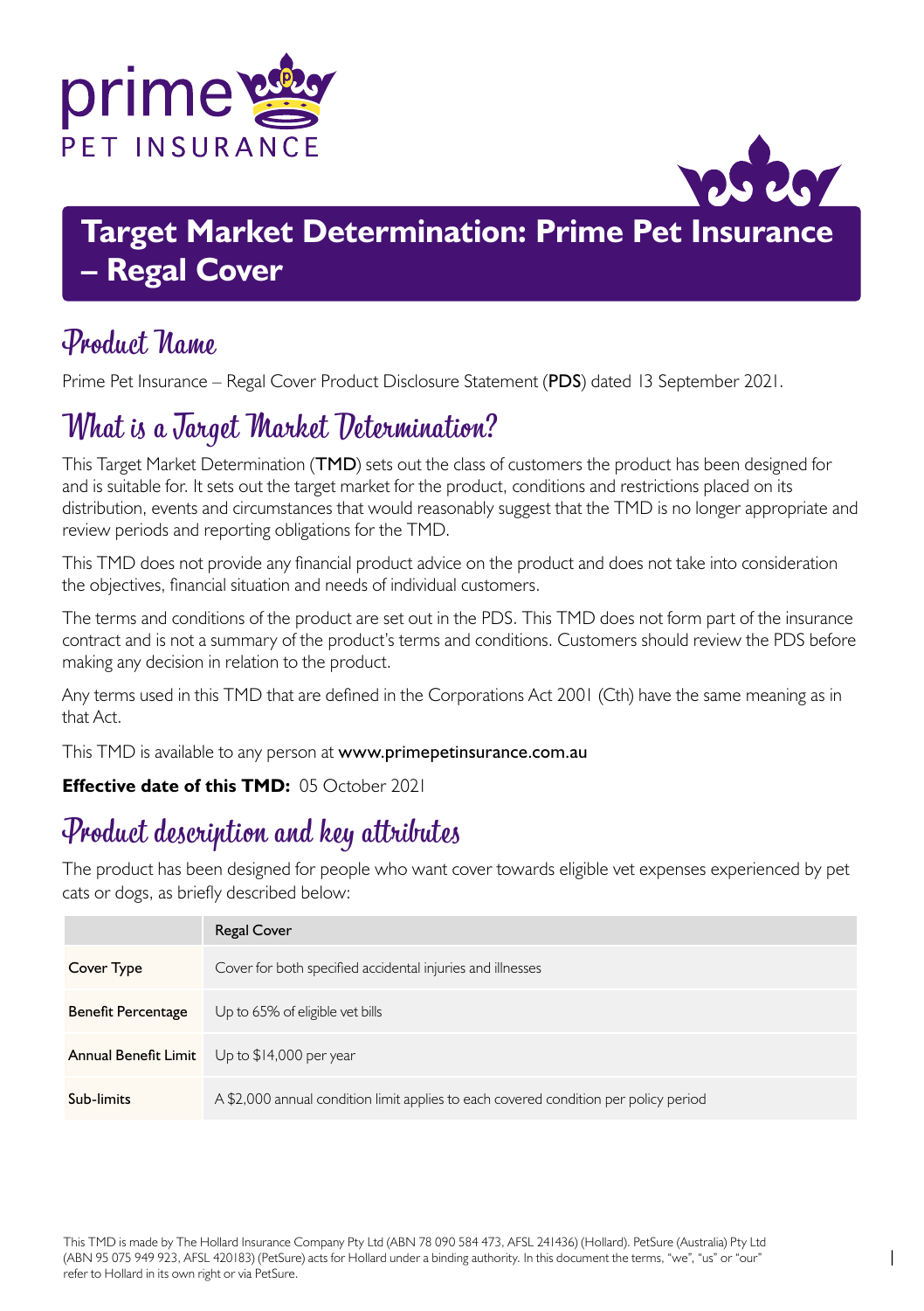# Target Market Determination: Prime Pet Insurance – Regal Cover

## Product Name

Prime Pet Insurance – Regal Cover Product Disclosure Statement (**PDS**) dated 13 September 2021.

## What is a Target Market Determination?

This Target Market Determination (**TMD**) sets out the class of customers the product has been designed for and is suitable for. It sets out the target market for the product, conditions and restrictions placed on its distribution, events and circumstances that would reasonably suggest that the TMD is no longer appropriate and review periods and reporting obligations for the TMD.

This TMD does not provide any financial product advice on the product and does not take into consideration the objectives, financial situation and needs of individual customers.

The terms and conditions of the product are set out in the PDS. This TMD does not form part of the insurance contract and is not a summary of the product's terms and conditions. Customers should review the PDS before making any decision in relation to the product.

Any terms used in this TMD that are defined in the Corporations Act 2001 (Cth) have the same meaning as in that Act.

This TMD is available to any person at **www.primepetinsurance.com.au**

**Effective date of this TMD:** 05 October 2021

## Product description and key attributes

The product has been designed for people who want cover towards eligible vet expenses experienced by pet cats or dogs, as briefly described below:

| | Regal Cover |
|---|---|
| Cover Type | Cover for both specified accidental injuries and illnesses |
| Benefit Percentage | Up to 65% of eligible vet bills |
| Annual Benefit Limit | Up to $14,000 per year |
| Sub-limits | A $2,000 annual condition limit applies to each covered condition per policy period |

This TMD is made by The Hollard Insurance Company Pty Ltd (ABN 78 090 584 473, AFSL 241436) (Hollard). PetSure (Australia) Pty Ltd (ABN 95 075 949 923, AFSL 420183) (PetSure) acts for Hollard under a binding authority. In this document the terms, "we", "us" or "our" refer to Hollard in its own right or via PetSure.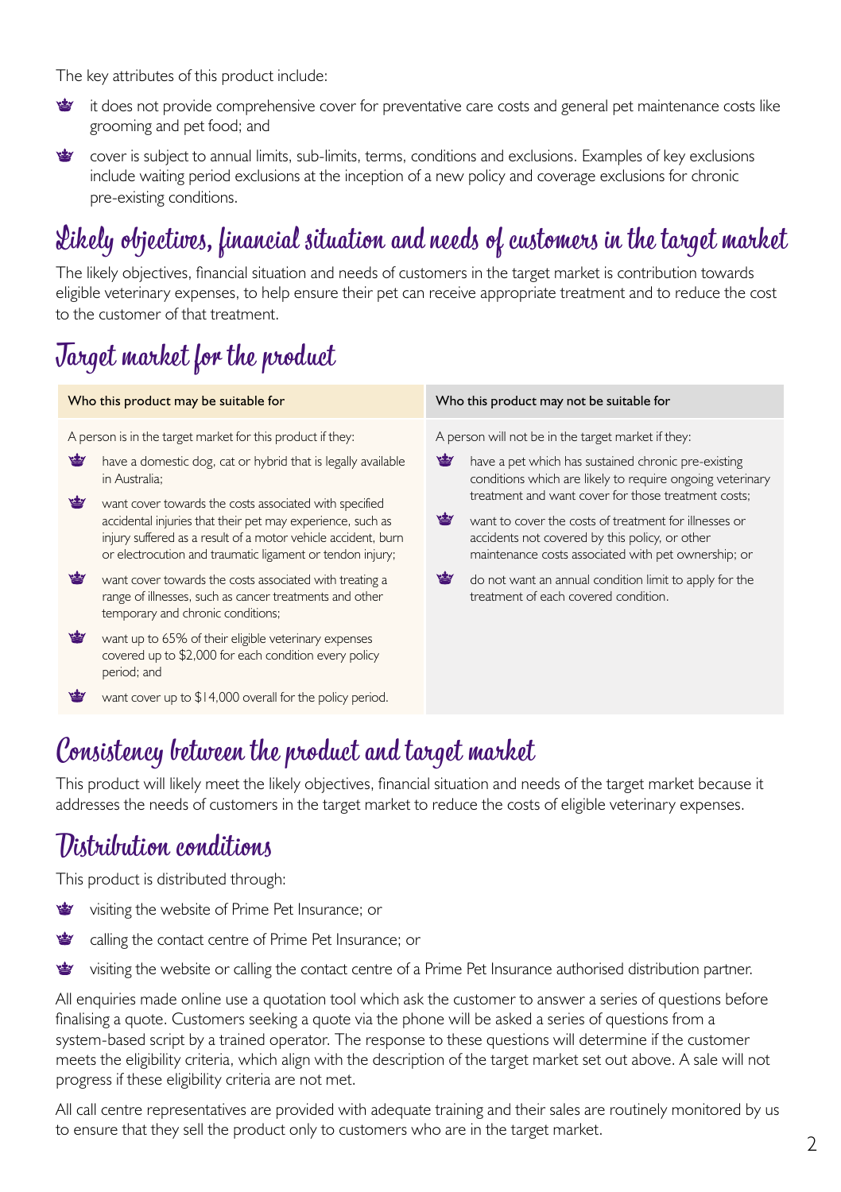The key attributes of this product include:

- it does not provide comprehensive cover for preventative care costs and general pet maintenance costs like grooming and pet food; and
- cover is subject to annual limits, sub-limits, terms, conditions and exclusions. Examples of key exclusions include waiting period exclusions at the inception of a new policy and coverage exclusions for chronic pre-existing conditions.

## Likely objectives, financial situation and needs of customers in the target market

The likely objectives, financial situation and needs of customers in the target market is contribution towards eligible veterinary expenses, to help ensure their pet can receive appropriate treatment and to reduce the cost to the customer of that treatment.

## Target market for the product

| Who this product may be suitable for | Who this product may not be suitable for |
|---|---|
| A person is in the target market for this product if they:<br>• have a domestic dog, cat or hybrid that is legally available in Australia;<br>• want cover towards the costs associated with specified accidental injuries that their pet may experience, such as injury suffered as a result of a motor vehicle accident, burn or electrocution and traumatic ligament or tendon injury;<br>• want cover towards the costs associated with treating a range of illnesses, such as cancer treatments and other temporary and chronic conditions;<br>• want up to 65% of their eligible veterinary expenses covered up to $2,000 for each condition every policy period; and<br>• want cover up to $14,000 overall for the policy period. | A person will not be in the target market if they:<br>• have a pet which has sustained chronic pre-existing conditions which are likely to require ongoing veterinary treatment and want cover for those treatment costs;<br>• want to cover the costs of treatment for illnesses or accidents not covered by this policy, or other maintenance costs associated with pet ownership; or<br>• do not want an annual condition limit to apply for the treatment of each covered condition. |

## Consistency between the product and target market

This product will likely meet the likely objectives, financial situation and needs of the target market because it addresses the needs of customers in the target market to reduce the costs of eligible veterinary expenses.

## Distribution conditions

This product is distributed through:

- visiting the website of Prime Pet Insurance; or
- calling the contact centre of Prime Pet Insurance; or
- visiting the website or calling the contact centre of a Prime Pet Insurance authorised distribution partner.

All enquiries made online use a quotation tool which ask the customer to answer a series of questions before finalising a quote. Customers seeking a quote via the phone will be asked a series of questions from a system-based script by a trained operator. The response to these questions will determine if the customer meets the eligibility criteria, which align with the description of the target market set out above. A sale will not progress if these eligibility criteria are not met.

All call centre representatives are provided with adequate training and their sales are routinely monitored by us to ensure that they sell the product only to customers who are in the target market.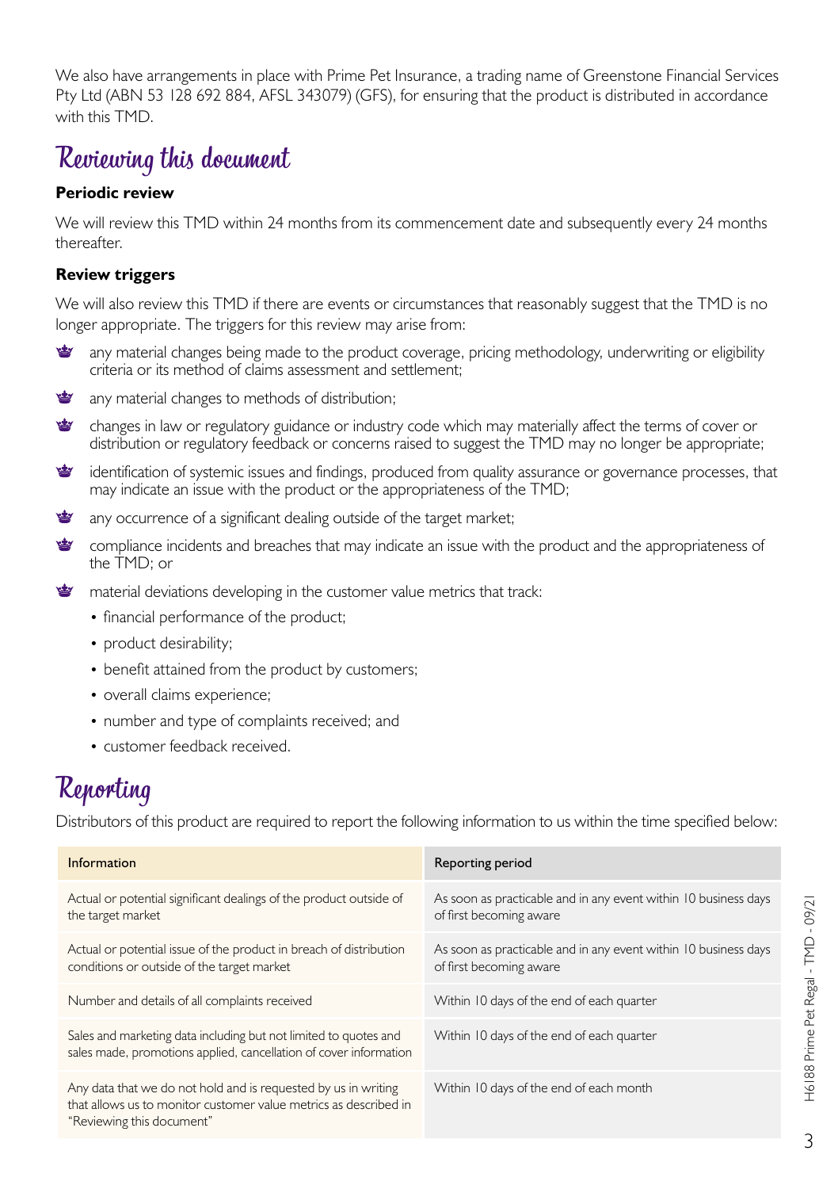We also have arrangements in place with Prime Pet Insurance, a trading name of Greenstone Financial Services Pty Ltd (ABN 53 128 692 884, AFSL 343079) (GFS), for ensuring that the product is distributed in accordance with this TMD.

## Reviewing this document

**Periodic review**

We will review this TMD within 24 months from its commencement date and subsequently every 24 months thereafter.

**Review triggers**

We will also review this TMD if there are events or circumstances that reasonably suggest that the TMD is no longer appropriate. The triggers for this review may arise from:

- any material changes being made to the product coverage, pricing methodology, underwriting or eligibility criteria or its method of claims assessment and settlement;
- any material changes to methods of distribution;
- changes in law or regulatory guidance or industry code which may materially affect the terms of cover or distribution or regulatory feedback or concerns raised to suggest the TMD may no longer be appropriate;
- identification of systemic issues and findings, produced from quality assurance or governance processes, that may indicate an issue with the product or the appropriateness of the TMD;
- any occurrence of a significant dealing outside of the target market;
- compliance incidents and breaches that may indicate an issue with the product and the appropriateness of the TMD; or
- material deviations developing in the customer value metrics that track:
  - financial performance of the product;
  - product desirability;
  - benefit attained from the product by customers;
  - overall claims experience;
  - number and type of complaints received; and
  - customer feedback received.

## Reporting

Distributors of this product are required to report the following information to us within the time specified below:

| Information | Reporting period |
|---|---|
| Actual or potential significant dealings of the product outside of the target market | As soon as practicable and in any event within 10 business days of first becoming aware |
| Actual or potential issue of the product in breach of distribution conditions or outside of the target market | As soon as practicable and in any event within 10 business days of first becoming aware |
| Number and details of all complaints received | Within 10 days of the end of each quarter |
| Sales and marketing data including but not limited to quotes and sales made, promotions applied, cancellation of cover information | Within 10 days of the end of each quarter |
| Any data that we do not hold and is requested by us in writing that allows us to monitor customer value metrics as described in "Reviewing this document" | Within 10 days of the end of each month |